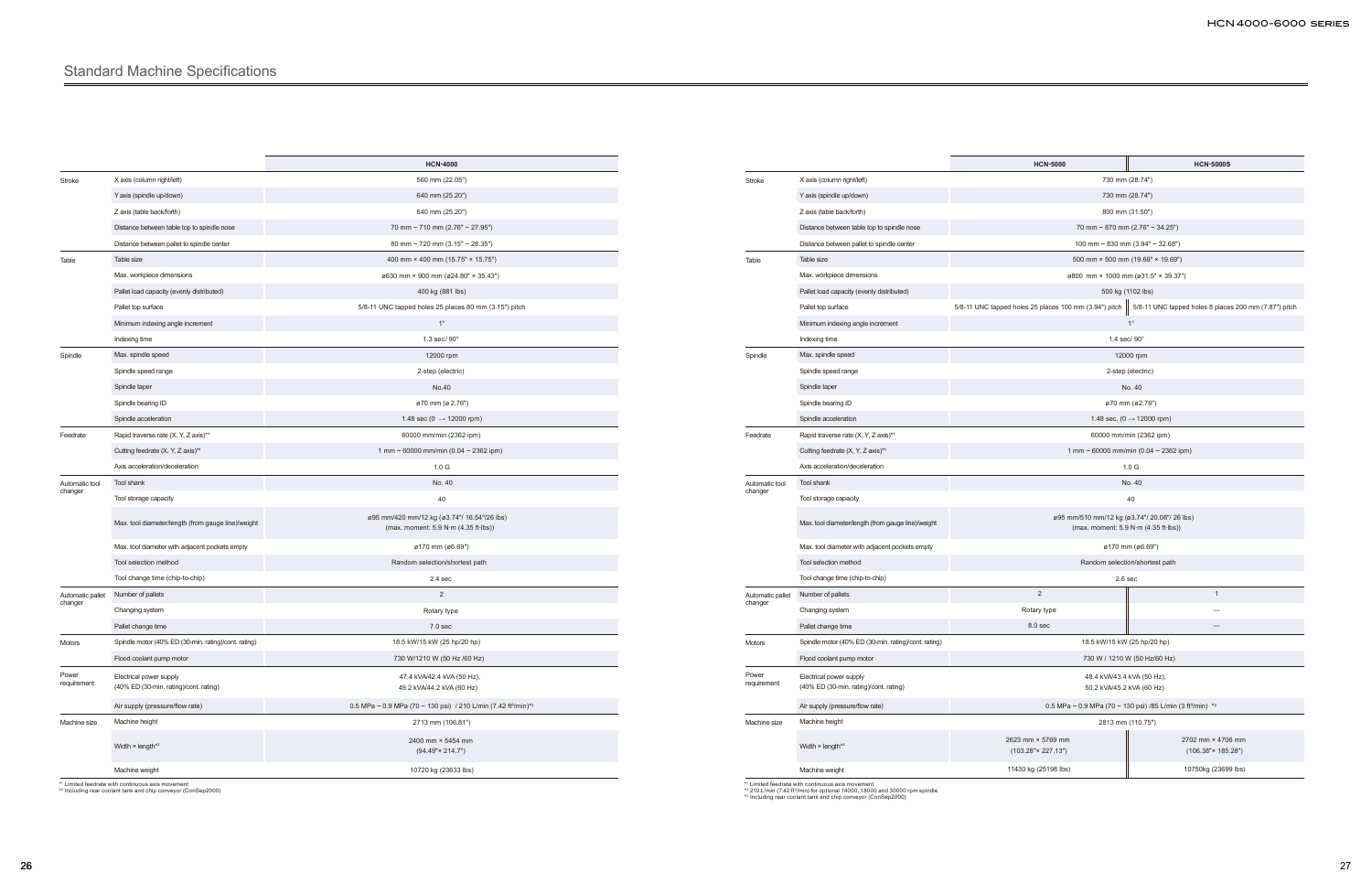# Standard Machine Specifications

| | | HCN-4000 |
|---|---|---|
| Stroke | X axis (column right/left) | 560 mm (22.05") |
| | Y axis (spindle up/down) | 640 mm (25.20") |
| | Z axis (table back/forth) | 640 mm (25.20") |
| | Distance between table top to spindle nose | 70 mm ~ 710 mm (2.76" ~ 27.95") |
| | Distance between pallet to spindle center | 80 mm ~ 720 mm (3.15" ~ 28.35") |
| Table | Table size | 400 mm × 400 mm (15.75" × 15.75") |
| | Max. workpiece dimensions | ø630 mm × 900 mm (ø24.80" × 35.43") |
| | Pallet load capacity (evenly distributed) | 400 kg (881 lbs) |
| | Pallet top surface | 5/8-11 UNC tapped holes 25 places 80 mm (3.15") pitch |
| | Minimum indexing angle increment | 1° |
| | Indexing time | 1.3 sec/ 90° |
| Spindle | Max. spindle speed | 12000 rpm |
| | Spindle speed range | 2-step (electric) |
| | Spindle taper | No.40 |
| | Spindle bearing ID | ø70 mm (ø 2.76") |
| | Spindle acceleration | 1.48 sec (0 → 12000 rpm) |
| Feedrate | Rapid traverse rate (X, Y, Z axis)*1 | 60000 mm/min (2362 ipm) |
| | Cutting feedrate (X, Y, Z axis)*1 | 1 mm ~ 60000 mm/min (0.04 ~ 2362 ipm) |
| | Axis acceleration/deceleration | 1.0 G |
| Automatic tool changer | Tool shank | No. 40 |
| | Tool storage capacity | 40 |
| | Max. tool diameter/length (from gauge line)/weight | ø95 mm/420 mm/12 kg (ø3.74"/ 16.54"/26 lbs) (max. moment: 5.9 N·m (4.35 ft·lbs)) |
| | Max. tool diameter with adjacent pockets empty | ø170 mm (ø6.69") |
| | Tool selection method | Random selection/shortest path |
| | Tool change time (chip-to-chip) | 2.4 sec |
| Automatic pallet changer | Number of pallets | 2 |
| | Changing system | Rotary type |
| | Pallet change time | 7.0 sec |
| Motors | Spindle motor (40% ED (30-min. rating)/cont. rating) | 18.5 kW/15 kW (25 hp/20 hp) |
| | Flood coolant pump motor | 730 W/1210 W (50 Hz /60 Hz) |
| Power requirement | Electrical power supply (40% ED (30-min. rating)/cont. rating) | 47.4 kVA/42.4 kVA (50 Hz), 49.2 kVA/44.2 kVA (60 Hz) |
| | Air supply (pressure/flow rate) | 0.5 MPa ~ 0.9 MPa (70 ~ 130 psi) / 210 L/min (7.42 ft³/min)*2 |
| Machine size | Machine height | 2713 mm (106.81") |
| | Width × length*2 | 2400 mm × 5454 mm (94.49"× 214.7") |
| | Machine weight | 10720 kg (23633 lbs) |

*1 Limited feedrate with continuous axis movement
*2 Including rear coolant tank and chip conveyor (ConSep2000)

| | | HCN-5000 | HCN-5000S |
|---|---|---|---|
| Stroke | X axis (column right/left) | 730 mm (28.74") | |
| | Y axis (spindle up/down) | 730 mm (28.74") | |
| | Z axis (table back/forth) | 800 mm (31.50") | |
| | Distance between table top to spindle nose | 70 mm ~ 870 mm (2.76" ~ 34.25") | |
| | Distance between pallet to spindle center | 100 mm ~ 830 mm (3.94" ~ 32.68") | |
| Table | Table size | 500 mm × 500 mm (19.69" × 19.69") | |
| | Max. workpiece dimensions | ø800 mm × 1000 mm (ø31.5" × 39.37") | |
| | Pallet load capacity (evenly distributed) | 500 kg (1102 lbs) | |
| | Pallet top surface | 5/8-11 UNC tapped holes 25 places 100 mm (3.94") pitch | 5/8-11 UNC tapped holes 8 places 200 mm (7.87") pitch |
| | Minimum indexing angle increment | 1° | |
| | Indexing time | 1.4 sec/ 90° | |
| Spindle | Max. spindle speed | 12000 rpm | |
| | Spindle speed range | 2-step (electric) | |
| | Spindle taper | No. 40 | |
| | Spindle bearing ID | ø70 mm (ø2.76") | |
| | Spindle acceleration | 1.48 sec. (0 → 12000 rpm) | |
| Feedrate | Rapid traverse rate (X, Y, Z axis)*1 | 60000 mm/min (2362 ipm) | |
| | Cutting feedrate (X, Y, Z axis)*1 | 1 mm ~ 60000 mm/min (0.04 ~ 2362 ipm) | |
| | Axis acceleration/deceleration | 1.0 G | |
| Automatic tool changer | Tool shank | No. 40 | |
| | Tool storage capacity | 40 | |
| | Max. tool diameter/length (from gauge line)/weight | ø95 mm/510 mm/12 kg (ø3.74"/ 20.08"/ 26 lbs) (max. moment: 5.9 N·m (4.35 ft·lbs)) | |
| | Max. tool diameter with adjacent pockets empty | ø170 mm (ø6.69") | |
| | Tool selection method | Random selection/shortest path | |
| | Tool change time (chip-to-chip) | 2.6 sec | |
| Automatic pallet changer | Number of pallets | 2 | 1 |
| | Changing system | Rotary type | — |
| | Pallet change time | 8.0 sec | — |
| Motors | Spindle motor (40% ED (30-min. rating)/cont. rating) | 18.5 kW/15 kW (25 hp/20 hp) | |
| | Flood coolant pump motor | 730 W / 1210 W (50 Hz/60 Hz) | |
| Power requirement | Electrical power supply (40% ED (30-min. rating)/cont. rating) | 48.4 kVA/43.4 kVA (50 Hz), 50.2 kVA/45.2 kVA (60 Hz) | |
| | Air supply (pressure/flow rate) | 0.5 MPa ~ 0.9 MPa (70 ~ 130 psi) /85 L/min (3 ft³/min) *2 | |
| Machine size | Machine height | 2813 mm (110.75") | |
| | Width × length*3 | 2623 mm × 5769 mm (103.28"× 227.13") | 2702 mm × 4706 mm (106.38"× 185.28") |
| | Machine weight | 11430 kg (25198 lbs) | 10750kg (23699 lbs) |

*1 Limited feedrate with continuous axis movement
*2 210 L/min (7.42 ft³/min) for optional 14000, 18000 and 30000 rpm spindle
*3 Including rear coolant tank and chip conveyor (ConSep2000)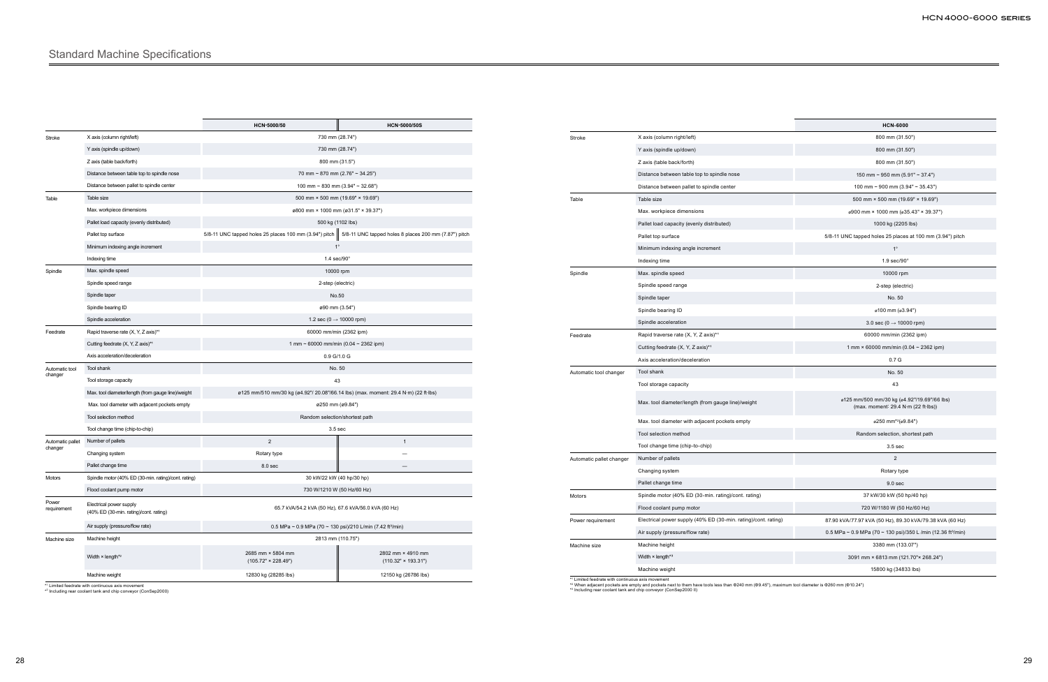# Standard Machine Specifications

| | | HCN-5000/50 | HCN-5000/50S |
|---|---|---|---|
| Stroke | X axis (column right/left) | 730 mm (28.74") | |
| | Y axis (spindle up/down) | 730 mm (28.74") | |
| | Z axis (table back/forth) | 800 mm (31.5") | |
| | Distance between table top to spindle nose | 70 mm ~ 870 mm (2.76" ~ 34.25") | |
| | Distance between pallet to spindle center | 100 mm ~ 830 mm (3.94" ~ 32.68") | |
| Table | Table size | 500 mm × 500 mm (19.69" × 19.69") | |
| | Max. workpiece dimensions | ø800 mm × 1000 mm (ø31.5" × 39.37") | |
| | Pallet load capacity (evenly distributed) | 500 kg (1102 lbs) | |
| | Pallet top surface | 5/8-11 UNC tapped holes 25 places 100 mm (3.94") pitch | 5/8-11 UNC tapped holes 8 places 200 mm (7.87") pitch |
| | Minimum indexing angle increment | 1° | |
| | Indexing time | 1.4 sec/90° | |
| Spindle | Max. spindle speed | 10000 rpm | |
| | Spindle speed range | 2-step (electric) | |
| | Spindle taper | No.50 | |
| | Spindle bearing ID | ø90 mm (3.54") | |
| | Spindle acceleration | 1.2 sec (0 → 10000 rpm) | |
| Feedrate | Rapid traverse rate (X, Y, Z axis)*1 | 60000 mm/min (2362 ipm) | |
| | Cutting feedrate (X, Y, Z axis)*1 | 1 mm ~ 60000 mm/min (0.04 ~ 2362 ipm) | |
| | Axis acceleration/deceleration | 0.9 G/1.0 G | |
| Automatic tool changer | Tool shank | No. 50 | |
| | Tool storage capacity | 43 | |
| | Max. tool diameter/length (from gauge line)/weight | ø125 mm/510 mm/30 kg (ø4.92"/ 20.08"/66.14 lbs) (max. moment: 29.4 N·m) (22 ft·lbs) | |
| | Max. tool diameter with adjacent pockets empty | ø250 mm (ø9.84") | |
| | Tool selection method | Random selection/shortest path | |
| | Tool change time (chip-to-chip) | 3.5 sec | |
| Automatic pallet changer | Number of pallets | 2 | 1 |
| | Changing system | Rotary type | — |
| | Pallet change time | 8.0 sec | — |
| Motors | Spindle motor (40% ED (30-min. rating)/cont. rating) | 30 kW/22 kW (40 hp/30 hp) | |
| | Flood coolant pump motor | 730 W/1210 W (50 Hz/60 Hz) | |
| Power requirement | Electrical power supply (40% ED (30-min. rating)/cont. rating) | 65.7 kVA/54.2 kVA (50 Hz), 67.6 kVA/56.0 kVA (60 Hz) | |
| | Air supply (pressure/flow rate) | 0.5 MPa ~ 0.9 MPa (70 ~ 130 psi)/210 L/min (7.42 ft³/min) | |
| Machine size | Machine height | 2813 mm (110.75") | |
| | Width × length*2 | 2685 mm × 5804 mm (105.72" × 228.49") | 2802 mm × 4910 mm (110.32" × 193.31") |
| | Machine weight | 12830 kg (28285 lbs) | 12150 kg (26786 lbs) |

*1 Limited feedrate with continuous axis movement
*2 Including rear coolant tank and chip conveyor (ConSep2000)

| | | HCN-6000 |
|---|---|---|
| Stroke | X axis (column right/left) | 800 mm (31.50") |
| | Y axis (spindle up/down) | 800 mm (31.50") |
| | Z axis (table back/forth) | 800 mm (31.50") |
| | Distance between table top to spindle nose | 150 mm ~ 950 mm (5.91" ~ 37.4") |
| | Distance between pallet to spindle center | 100 mm ~ 900 mm (3.94" ~ 35.43") |
| Table | Table size | 500 mm × 500 mm (19.69" × 19.69") |
| | Max. workpiece dimensions | ø900 mm × 1000 mm (ø35.43" × 39.37") |
| | Pallet load capacity (evenly distributed) | 1000 kg (2205 lbs) |
| | Pallet top surface | 5/8-11 UNC tapped holes 25 places at 100 mm (3.94") pitch |
| | Minimum indexing angle increment | 1° |
| | Indexing time | 1.9 sec/90° |
| Spindle | Max. spindle speed | 10000 rpm |
| | Spindle speed range | 2-step (electric) |
| | Spindle taper | No. 50 |
| | Spindle bearing ID | ø100 mm (ø3.94") |
| | Spindle acceleration | 3.0 sec (0 → 10000 rpm) |
| Feedrate | Rapid traverse rate (X, Y, Z axis)*1 | 60000 mm/min (2362 ipm) |
| | Cutting feedrate (X, Y, Z axis)*1 | 1 mm × 60000 mm/min (0.04 ~ 2362 ipm) |
| | Axis acceleration/deceleration | 0.7 G |
| Automatic tool changer | Tool shank | No. 50 |
| | Tool storage capacity | 43 |
| | Max. tool diameter/length (from gauge line)/weight | ø125 mm/500 mm/30 kg (ø4.92"/19.69"/66 lbs) (max. moment: 29.4 N·m (22 ft·lbs)) |
| | Max. tool diameter with adjacent pockets empty | ø250 mm*2(ø9.84") |
| | Tool selection method | Random selection, shortest path |
| | Tool change time (chip-to-chip) | 3.5 sec |
| Automatic pallet changer | Number of pallets | 2 |
| | Changing system | Rotary type |
| | Pallet change time | 9.0 sec |
| Motors | Spindle motor (40% ED (30-min. rating)/cont. rating) | 37 kW/30 kW (50 hp/40 hp) |
| | Flood coolant pump motor | 720 W/1180 W (50 Hz/60 Hz) |
| Power requirement | Electrical power supply (40% ED (30-min. rating)/cont. rating) | 87.90 kVA/77.97 kVA (50 Hz), 89.30 kVA/79.38 kVA (60 Hz) |
| | Air supply (pressure/flow rate) | 0.5 MPa ~ 0.9 MPa (70 ~ 130 psi)/350 L /min (12.36 ft³/min) |
| Machine size | Machine height | 3380 mm (133.07") |
| | Width × length*3 | 3091 mm × 6813 mm (121.70"× 268.24") |
| | Machine weight | 15800 kg (34833 lbs) |

*1 Limited feedrate with continuous axis movement
*2 When adjacent pockets are empty and pockets next to them have tools less than Φ240 mm (Φ9.45"), maximum tool diameter is Φ260 mm (Φ10.24")
*3 Including rear coolant tank and chip conveyor (ConSep2000 II)